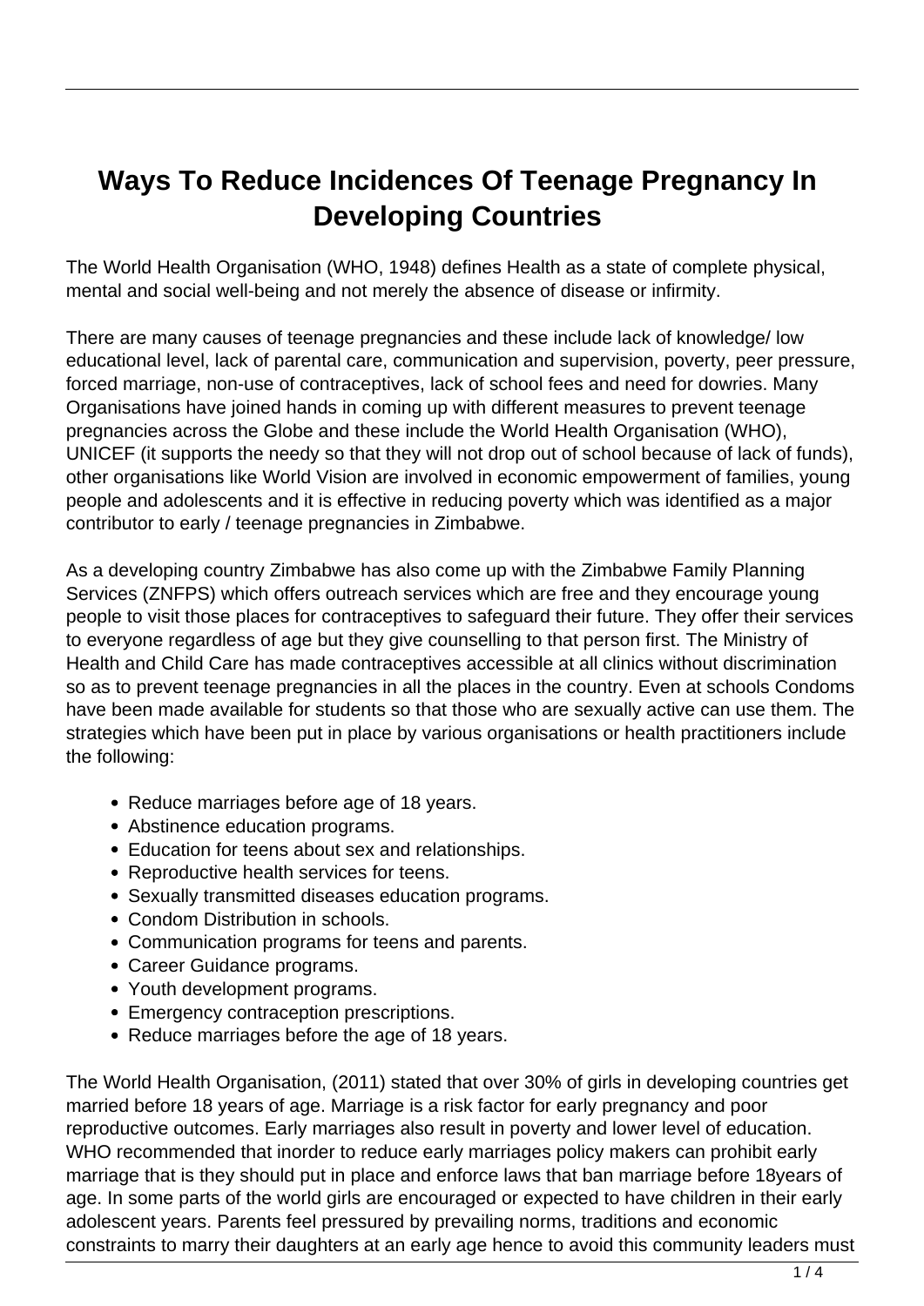# Ways To Reduce Incidences Of Teenage Pregnancy In Developing Countries

The World Health Organisation (WHO, 1948) defines Health as a state of complete physical, mental and social well-being and not merely the absence of disease or infirmity.

There are many causes of teenage pregnancies and these include lack of knowledge/ low educational level, lack of parental care, communication and supervision, poverty, peer pressure, forced marriage, non-use of contraceptives, lack of school fees and need for dowries. Many Organisations have joined hands in coming up with different measures to prevent teenage pregnancies across the Globe and these include the World Health Organisation (WHO), UNICEF (it supports the needy so that they will not drop out of school because of lack of funds), other organisations like World Vision are involved in economic empowerment of families, young people and adolescents and it is effective in reducing poverty which was identified as a major contributor to early / teenage pregnancies in Zimbabwe.

As a developing country Zimbabwe has also come up with the Zimbabwe Family Planning Services (ZNFPS) which offers outreach services which are free and they encourage young people to visit those places for contraceptives to safeguard their future. They offer their services to everyone regardless of age but they give counselling to that person first. The Ministry of Health and Child Care has made contraceptives accessible at all clinics without discrimination so as to prevent teenage pregnancies in all the places in the country. Even at schools Condoms have been made available for students so that those who are sexually active can use them. The strategies which have been put in place by various organisations or health practitioners include the following:

- Reduce marriages before age of 18 years.
- Abstinence education programs.
- Education for teens about sex and relationships.
- Reproductive health services for teens.
- Sexually transmitted diseases education programs.
- Condom Distribution in schools.
- Communication programs for teens and parents.
- Career Guidance programs.
- Youth development programs.
- Emergency contraception prescriptions.
- Reduce marriages before the age of 18 years.

The World Health Organisation, (2011) stated that over 30% of girls in developing countries get married before 18 years of age. Marriage is a risk factor for early pregnancy and poor reproductive outcomes. Early marriages also result in poverty and lower level of education. WHO recommended that inorder to reduce early marriages policy makers can prohibit early marriage that is they should put in place and enforce laws that ban marriage before 18years of age. In some parts of the world girls are encouraged or expected to have children in their early adolescent years. Parents feel pressured by prevailing norms, traditions and economic constraints to marry their daughters at an early age hence to avoid this community leaders must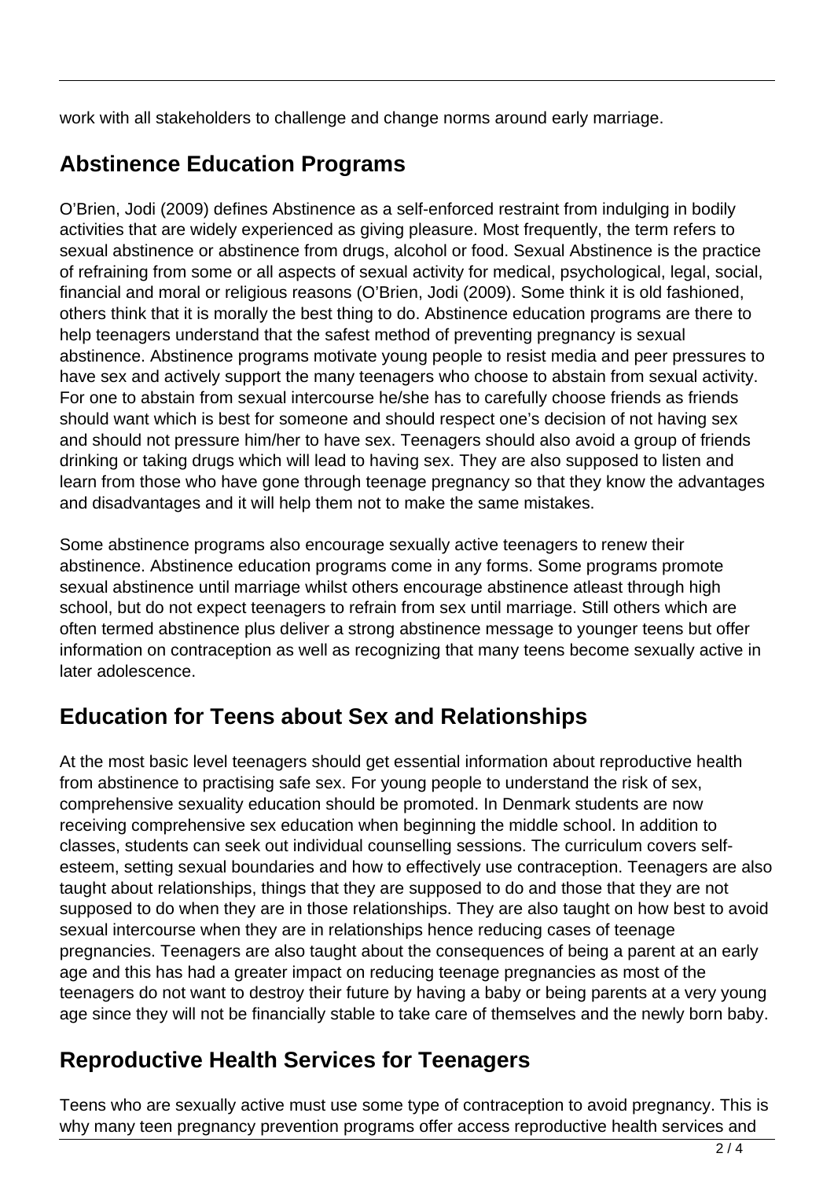work with all stakeholders to challenge and change norms around early marriage.

## Abstinence Education Programs

O'Brien, Jodi (2009) defines Abstinence as a self-enforced restraint from indulging in bodily activities that are widely experienced as giving pleasure. Most frequently, the term refers to sexual abstinence or abstinence from drugs, alcohol or food. Sexual Abstinence is the practice of refraining from some or all aspects of sexual activity for medical, psychological, legal, social, financial and moral or religious reasons (O'Brien, Jodi (2009). Some think it is old fashioned, others think that it is morally the best thing to do. Abstinence education programs are there to help teenagers understand that the safest method of preventing pregnancy is sexual abstinence. Abstinence programs motivate young people to resist media and peer pressures to have sex and actively support the many teenagers who choose to abstain from sexual activity. For one to abstain from sexual intercourse he/she has to carefully choose friends as friends should want which is best for someone and should respect one's decision of not having sex and should not pressure him/her to have sex. Teenagers should also avoid a group of friends drinking or taking drugs which will lead to having sex. They are also supposed to listen and learn from those who have gone through teenage pregnancy so that they know the advantages and disadvantages and it will help them not to make the same mistakes.

Some abstinence programs also encourage sexually active teenagers to renew their abstinence. Abstinence education programs come in any forms. Some programs promote sexual abstinence until marriage whilst others encourage abstinence atleast through high school, but do not expect teenagers to refrain from sex until marriage. Still others which are often termed abstinence plus deliver a strong abstinence message to younger teens but offer information on contraception as well as recognizing that many teens become sexually active in later adolescence.

## Education for Teens about Sex and Relationships

At the most basic level teenagers should get essential information about reproductive health from abstinence to practising safe sex. For young people to understand the risk of sex, comprehensive sexuality education should be promoted. In Denmark students are now receiving comprehensive sex education when beginning the middle school. In addition to classes, students can seek out individual counselling sessions. The curriculum covers self-esteem, setting sexual boundaries and how to effectively use contraception. Teenagers are also taught about relationships, things that they are supposed to do and those that they are not supposed to do when they are in those relationships. They are also taught on how best to avoid sexual intercourse when they are in relationships hence reducing cases of teenage pregnancies. Teenagers are also taught about the consequences of being a parent at an early age and this has had a greater impact on reducing teenage pregnancies as most of the teenagers do not want to destroy their future by having a baby or being parents at a very young age since they will not be financially stable to take care of themselves and the newly born baby.

## Reproductive Health Services for Teenagers

Teens who are sexually active must use some type of contraception to avoid pregnancy. This is why many teen pregnancy prevention programs offer access reproductive health services and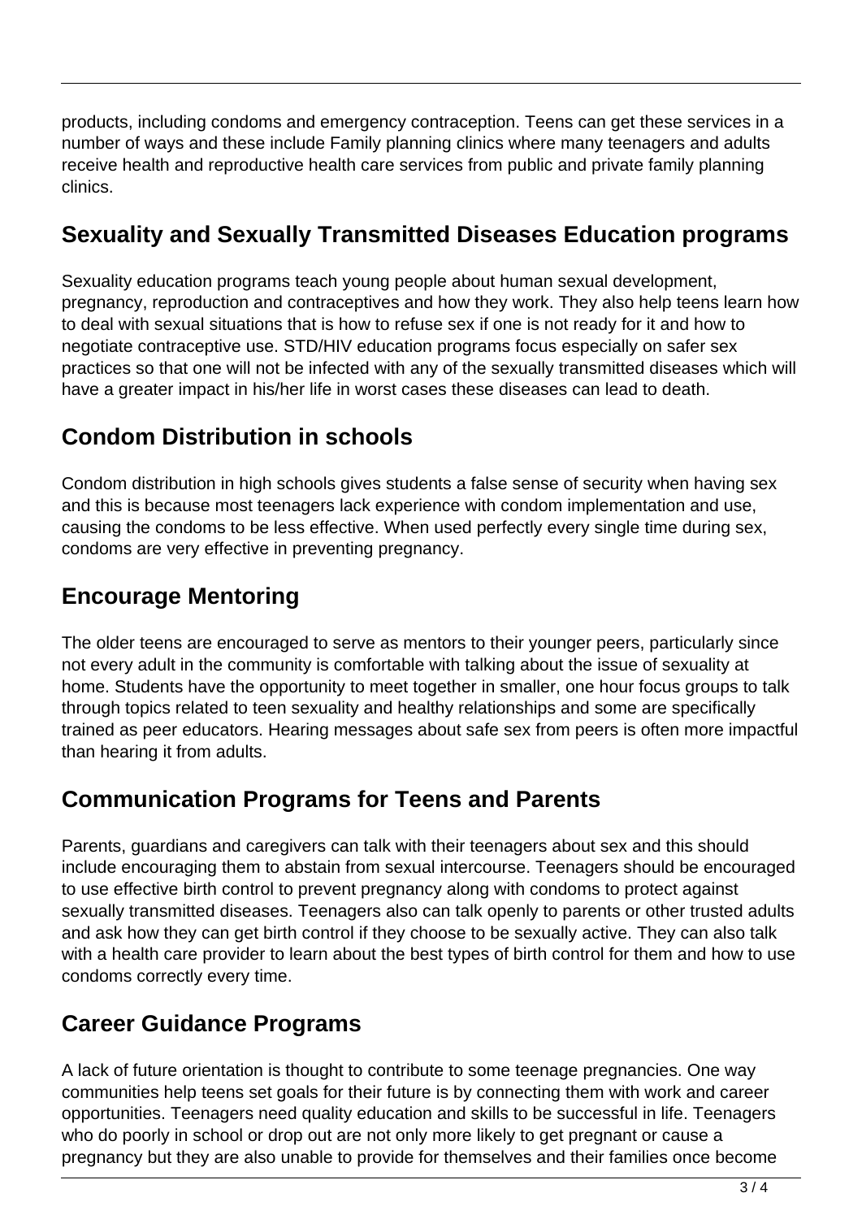products, including condoms and emergency contraception. Teens can get these services in a number of ways and these include Family planning clinics where many teenagers and adults receive health and reproductive health care services from public and private family planning clinics.

## Sexuality and Sexually Transmitted Diseases Education programs

Sexuality education programs teach young people about human sexual development, pregnancy, reproduction and contraceptives and how they work. They also help teens learn how to deal with sexual situations that is how to refuse sex if one is not ready for it and how to negotiate contraceptive use. STD/HIV education programs focus especially on safer sex practices so that one will not be infected with any of the sexually transmitted diseases which will have a greater impact in his/her life in worst cases these diseases can lead to death.

## Condom Distribution in schools

Condom distribution in high schools gives students a false sense of security when having sex and this is because most teenagers lack experience with condom implementation and use, causing the condoms to be less effective. When used perfectly every single time during sex, condoms are very effective in preventing pregnancy.

## Encourage Mentoring

The older teens are encouraged to serve as mentors to their younger peers, particularly since not every adult in the community is comfortable with talking about the issue of sexuality at home. Students have the opportunity to meet together in smaller, one hour focus groups to talk through topics related to teen sexuality and healthy relationships and some are specifically trained as peer educators. Hearing messages about safe sex from peers is often more impactful than hearing it from adults.

## Communication Programs for Teens and Parents

Parents, guardians and caregivers can talk with their teenagers about sex and this should include encouraging them to abstain from sexual intercourse. Teenagers should be encouraged to use effective birth control to prevent pregnancy along with condoms to protect against sexually transmitted diseases. Teenagers also can talk openly to parents or other trusted adults and ask how they can get birth control if they choose to be sexually active. They can also talk with a health care provider to learn about the best types of birth control for them and how to use condoms correctly every time.

## Career Guidance Programs

A lack of future orientation is thought to contribute to some teenage pregnancies. One way communities help teens set goals for their future is by connecting them with work and career opportunities. Teenagers need quality education and skills to be successful in life. Teenagers who do poorly in school or drop out are not only more likely to get pregnant or cause a pregnancy but they are also unable to provide for themselves and their families once become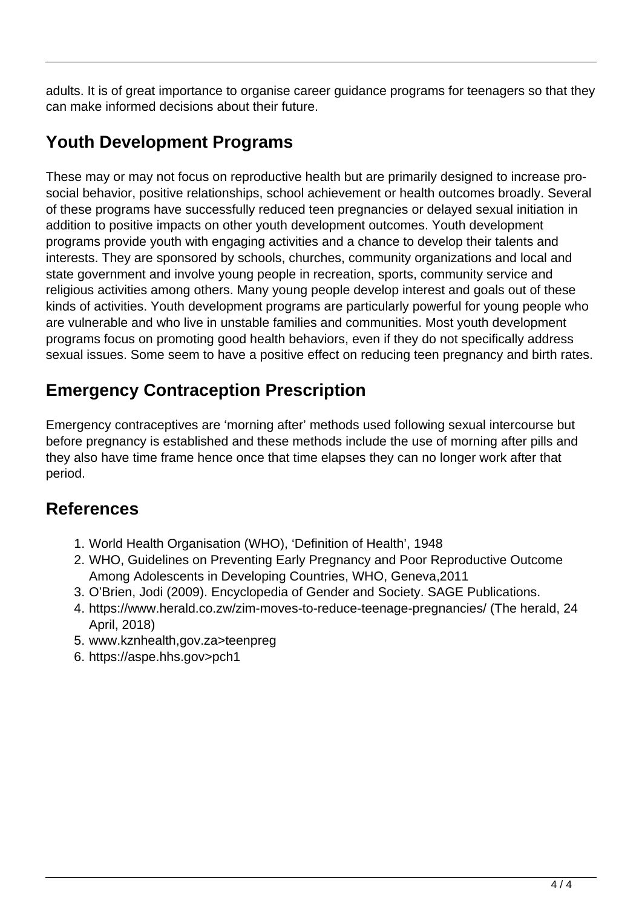adults. It is of great importance to organise career guidance programs for teenagers so that they can make informed decisions about their future.

## Youth Development Programs

These may or may not focus on reproductive health but are primarily designed to increase pro-social behavior, positive relationships, school achievement or health outcomes broadly. Several of these programs have successfully reduced teen pregnancies or delayed sexual initiation in addition to positive impacts on other youth development outcomes. Youth development programs provide youth with engaging activities and a chance to develop their talents and interests. They are sponsored by schools, churches, community organizations and local and state government and involve young people in recreation, sports, community service and religious activities among others. Many young people develop interest and goals out of these kinds of activities. Youth development programs are particularly powerful for young people who are vulnerable and who live in unstable families and communities. Most youth development programs focus on promoting good health behaviors, even if they do not specifically address sexual issues. Some seem to have a positive effect on reducing teen pregnancy and birth rates.

## Emergency Contraception Prescription

Emergency contraceptives are 'morning after' methods used following sexual intercourse but before pregnancy is established and these methods include the use of morning after pills and they also have time frame hence once that time elapses they can no longer work after that period.

## References

1. World Health Organisation (WHO), 'Definition of Health', 1948
2. WHO, Guidelines on Preventing Early Pregnancy and Poor Reproductive Outcome Among Adolescents in Developing Countries, WHO, Geneva,2011
3. O'Brien, Jodi (2009). Encyclopedia of Gender and Society. SAGE Publications.
4. https://www.herald.co.zw/zim-moves-to-reduce-teenage-pregnancies/ (The herald, 24 April, 2018)
5. www.kznhealth,gov.za>teenpreg
6. https://aspe.hhs.gov>pch1